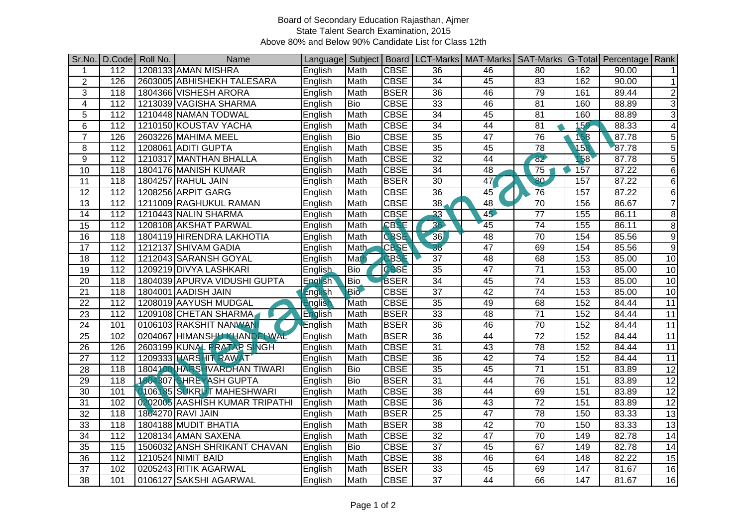Board of Secondary Education Rajasthan, Ajmer

State Talent Search Examination, 2015

Above 80% and Below 90% Candidate List for Class 12th

| Sr.No. | D.Code | Roll No. | Name | Language | Subject | Board | LCT-Marks | MAT-Marks | SAT-Marks | G-Total | Percentage | Rank |
|---|---|---|---|---|---|---|---|---|---|---|---|---|
| 1 | 112 | 1208133 | AMAN MISHRA | English | Math | CBSE | 36 | 46 | 80 | 162 | 90.00 | 1 |
| 2 | 126 | 2603005 | ABHISHEKH TALESARA | English | Math | CBSE | 34 | 45 | 83 | 162 | 90.00 | 1 |
| 3 | 118 | 1804366 | VISHESH ARORA | English | Math | BSER | 36 | 46 | 79 | 161 | 89.44 | 2 |
| 4 | 112 | 1213039 | VAGISHA SHARMA | English | Bio | CBSE | 33 | 46 | 81 | 160 | 88.89 | 3 |
| 5 | 112 | 1210448 | NAMAN TODWAL | English | Math | CBSE | 34 | 45 | 81 | 160 | 88.89 | 3 |
| 6 | 112 | 1210150 | KOUSTAV YACHA | English | Math | CBSE | 34 | 44 | 81 | 159 | 88.33 | 4 |
| 7 | 126 | 2603226 | MAHIMA MEEL | English | Bio | CBSE | 35 | 47 | 76 | 158 | 87.78 | 5 |
| 8 | 112 | 1208061 | ADITI GUPTA | English | Math | CBSE | 35 | 45 | 78 | 158 | 87.78 | 5 |
| 9 | 112 | 1210317 | MANTHAN BHALLA | English | Math | CBSE | 32 | 44 | 82 | 158 | 87.78 | 5 |
| 10 | 118 | 1804176 | MANISH KUMAR | English | Math | CBSE | 34 | 48 | 75 | 157 | 87.22 | 6 |
| 11 | 118 | 1804257 | RAHUL JAIN | English | Math | BSER | 30 | 47 | 80 | 157 | 87.22 | 6 |
| 12 | 112 | 1208256 | ARPIT GARG | English | Math | CBSE | 36 | 45 | 76 | 157 | 87.22 | 6 |
| 13 | 112 | 1211009 | RAGHUKUL RAMAN | English | Math | CBSE | 38 | 48 | 70 | 156 | 86.67 | 7 |
| 14 | 112 | 1210443 | NALIN SHARMA | English | Math | CBSE | 33 | 45 | 77 | 155 | 86.11 | 8 |
| 15 | 112 | 1208108 | AKSHAT PARWAL | English | Math | CBSE | 36 | 45 | 74 | 155 | 86.11 | 8 |
| 16 | 118 | 1804119 | HIRENDRA LAKHOTIA | English | Math | CBSE | 36 | 48 | 70 | 154 | 85.56 | 9 |
| 17 | 112 | 1212137 | SHIVAM GADIA | English | Math | CBSE | 38 | 47 | 69 | 154 | 85.56 | 9 |
| 18 | 112 | 1212043 | SARANSH GOYAL | English | Math | CBSE | 37 | 48 | 68 | 153 | 85.00 | 10 |
| 19 | 112 | 1209219 | DIVYA LASHKARI | English | Bio | CBSE | 35 | 47 | 71 | 153 | 85.00 | 10 |
| 20 | 118 | 1804039 | APURVA VIDUSHI GUPTA | English | Bio | BSER | 34 | 45 | 74 | 153 | 85.00 | 10 |
| 21 | 118 | 1804001 | AADISH JAIN | English | Bio | CBSE | 37 | 42 | 74 | 153 | 85.00 | 10 |
| 22 | 112 | 1208019 | AAYUSH MUDGAL | English | Math | CBSE | 35 | 49 | 68 | 152 | 84.44 | 11 |
| 23 | 112 | 1209108 | CHETAN SHARMA | English | Math | BSER | 33 | 48 | 71 | 152 | 84.44 | 11 |
| 24 | 101 | 0106103 | RAKSHIT NANWANI | English | Math | BSER | 36 | 46 | 70 | 152 | 84.44 | 11 |
| 25 | 102 | 0204067 | HIMANSHU KHANDELWAL | English | Math | BSER | 36 | 44 | 72 | 152 | 84.44 | 11 |
| 26 | 126 | 2603199 | KUNAL PRATAP SINGH | English | Math | CBSE | 31 | 43 | 78 | 152 | 84.44 | 11 |
| 27 | 112 | 1209333 | HARSHIT RAWAT | English | Math | CBSE | 36 | 42 | 74 | 152 | 84.44 | 11 |
| 28 | 118 | 1804108 | HARSHVARDHAN TIWARI | English | Bio | CBSE | 35 | 45 | 71 | 151 | 83.89 | 12 |
| 29 | 118 | 1804307 | SHREYASH GUPTA | English | Bio | BSER | 31 | 44 | 76 | 151 | 83.89 | 12 |
| 30 | 101 | 0106185 | SUKRUT MAHESHWARI | English | Math | CBSE | 38 | 44 | 69 | 151 | 83.89 | 12 |
| 31 | 102 | 0202005 | AASHISH KUMAR TRIPATHI | English | Math | CBSE | 36 | 43 | 72 | 151 | 83.89 | 12 |
| 32 | 118 | 1804270 | RAVI JAIN | English | Math | BSER | 25 | 47 | 78 | 150 | 83.33 | 13 |
| 33 | 118 | 1804188 | MUDIT BHATIA | English | Math | BSER | 38 | 42 | 70 | 150 | 83.33 | 13 |
| 34 | 112 | 1208134 | AMAN SAXENA | English | Math | CBSE | 32 | 47 | 70 | 149 | 82.78 | 14 |
| 35 | 115 | 1506032 | ANSH SHRIKANT CHAVAN | English | Bio | CBSE | 37 | 45 | 67 | 149 | 82.78 | 14 |
| 36 | 112 | 1210524 | NIMIT BAID | English | Math | CBSE | 38 | 46 | 64 | 148 | 82.22 | 15 |
| 37 | 102 | 0205243 | RITIK AGARWAL | English | Math | BSER | 33 | 45 | 69 | 147 | 81.67 | 16 |
| 38 | 101 | 0106127 | SAKSHI AGARWAL | English | Math | CBSE | 37 | 44 | 66 | 147 | 81.67 | 16 |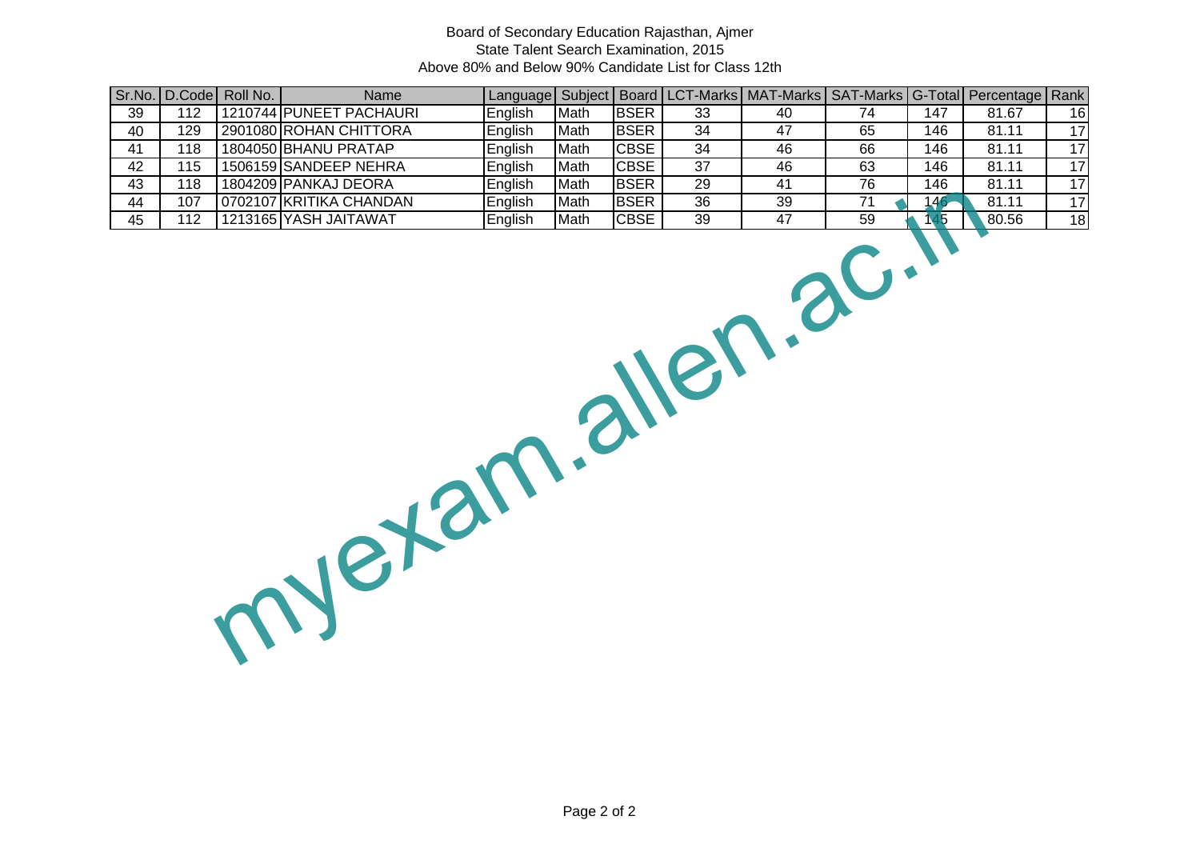Board of Secondary Education Rajasthan, Ajmer

State Talent Search Examination, 2015

Above 80% and Below 90% Candidate List for Class 12th

| Sr.No. | D.Code | Roll No. | Name | Language | Subject | Board | LCT-Marks | MAT-Marks | SAT-Marks | G-Total | Percentage | Rank |
|---|---|---|---|---|---|---|---|---|---|---|---|---|
| 39 | 112 | 1210744 | PUNEET PACHAURI | English | Math | BSER | 33 | 40 | 74 | 147 | 81.67 | 16 |
| 40 | 129 | 2901080 | ROHAN CHITTORA | English | Math | BSER | 34 | 47 | 65 | 146 | 81.11 | 17 |
| 41 | 118 | 1804050 | BHANU PRATAP | English | Math | CBSE | 34 | 46 | 66 | 146 | 81.11 | 17 |
| 42 | 115 | 1506159 | SANDEEP NEHRA | English | Math | CBSE | 37 | 46 | 63 | 146 | 81.11 | 17 |
| 43 | 118 | 1804209 | PANKAJ DEORA | English | Math | BSER | 29 | 41 | 76 | 146 | 81.11 | 17 |
| 44 | 107 | 0702107 | KRITIKA CHANDAN | English | Math | BSER | 36 | 39 | 71 | 146 | 81.11 | 17 |
| 45 | 112 | 1213165 | YASH JAITAWAT | English | Math | CBSE | 39 | 47 | 59 | 145 | 80.56 | 18 |